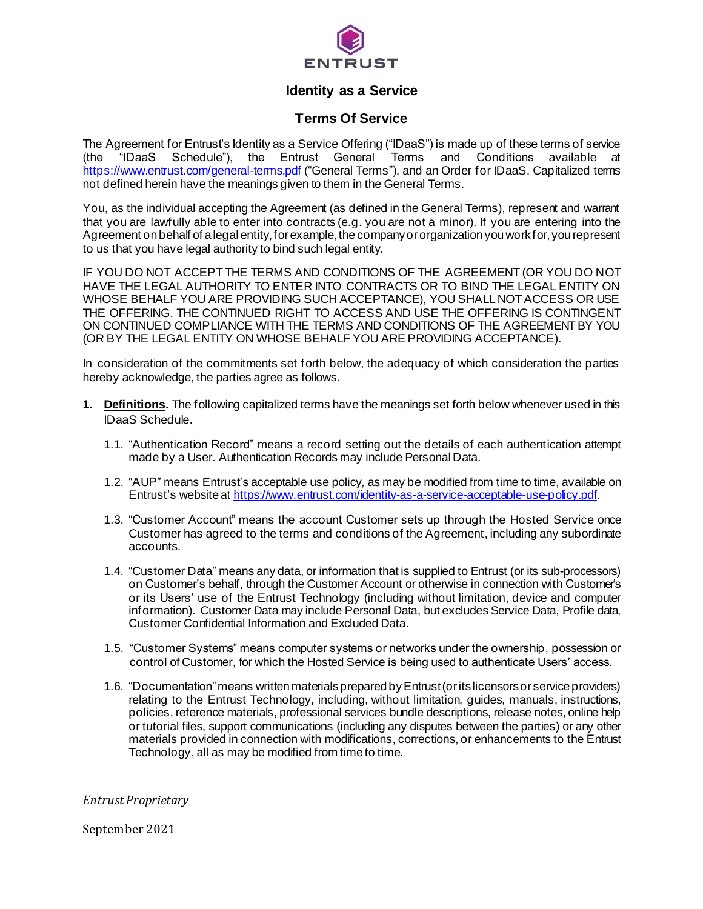ENTRUST

# Identity as a Service

## Terms Of Service

The Agreement for Entrust's Identity as a Service Offering ("IDaaS") is made up of these terms of service (the "IDaaS Schedule"), the Entrust General Terms and Conditions available at https://www.entrust.com/general-terms.pdf ("General Terms"), and an Order for IDaaS. Capitalized terms not defined herein have the meanings given to them in the General Terms.

You, as the individual accepting the Agreement (as defined in the General Terms), represent and warrant that you are lawfully able to enter into contracts (e.g. you are not a minor). If you are entering into the Agreement on behalf of a legal entity, for example, the company or organization you work for, you represent to us that you have legal authority to bind such legal entity.

IF YOU DO NOT ACCEPT THE TERMS AND CONDITIONS OF THE AGREEMENT (OR YOU DO NOT HAVE THE LEGAL AUTHORITY TO ENTER INTO CONTRACTS OR TO BIND THE LEGAL ENTITY ON WHOSE BEHALF YOU ARE PROVIDING SUCH ACCEPTANCE), YOU SHALL NOT ACCESS OR USE THE OFFERING. THE CONTINUED RIGHT TO ACCESS AND USE THE OFFERING IS CONTINGENT ON CONTINUED COMPLIANCE WITH THE TERMS AND CONDITIONS OF THE AGREEMENT BY YOU (OR BY THE LEGAL ENTITY ON WHOSE BEHALF YOU ARE PROVIDING ACCEPTANCE).

In consideration of the commitments set forth below, the adequacy of which consideration the parties hereby acknowledge, the parties agree as follows.

**1. <u>Definitions</u>.** The following capitalized terms have the meanings set forth below whenever used in this IDaaS Schedule.

1.1. "Authentication Record" means a record setting out the details of each authentication attempt made by a User. Authentication Records may include Personal Data.

1.2. "AUP" means Entrust's acceptable use policy, as may be modified from time to time, available on Entrust's website at https://www.entrust.com/identity-as-a-service-acceptable-use-policy.pdf.

1.3. "Customer Account" means the account Customer sets up through the Hosted Service once Customer has agreed to the terms and conditions of the Agreement, including any subordinate accounts.

1.4. "Customer Data" means any data, or information that is supplied to Entrust (or its sub-processors) on Customer's behalf, through the Customer Account or otherwise in connection with Customer's or its Users' use of the Entrust Technology (including without limitation, device and computer information). Customer Data may include Personal Data, but excludes Service Data, Profile data, Customer Confidential Information and Excluded Data.

1.5. "Customer Systems" means computer systems or networks under the ownership, possession or control of Customer, for which the Hosted Service is being used to authenticate Users' access.

1.6. "Documentation" means written materials prepared by Entrust (or its licensors or service providers) relating to the Entrust Technology, including, without limitation, guides, manuals, instructions, policies, reference materials, professional services bundle descriptions, release notes, online help or tutorial files, support communications (including any disputes between the parties) or any other materials provided in connection with modifications, corrections, or enhancements to the Entrust Technology, all as may be modified from time to time.

*Entrust Proprietary*

September 2021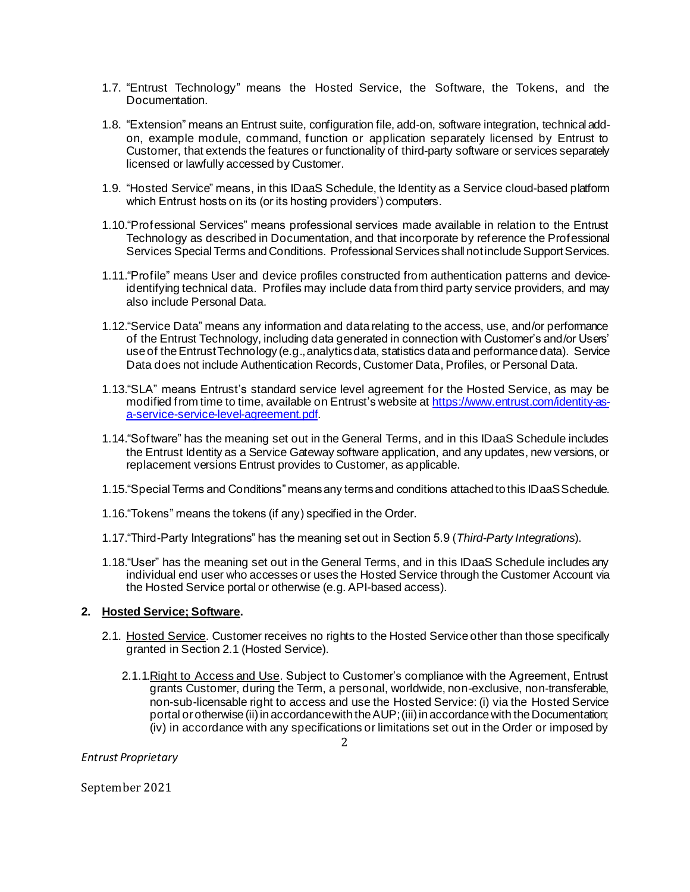1.7. "Entrust Technology" means the Hosted Service, the Software, the Tokens, and the Documentation.

1.8. "Extension" means an Entrust suite, configuration file, add-on, software integration, technical add-on, example module, command, function or application separately licensed by Entrust to Customer, that extends the features or functionality of third-party software or services separately licensed or lawfully accessed by Customer.

1.9. "Hosted Service" means, in this IDaaS Schedule, the Identity as a Service cloud-based platform which Entrust hosts on its (or its hosting providers') computers.

1.10. "Professional Services" means professional services made available in relation to the Entrust Technology as described in Documentation, and that incorporate by reference the Professional Services Special Terms and Conditions. Professional Services shall not include Support Services.

1.11. "Profile" means User and device profiles constructed from authentication patterns and device-identifying technical data. Profiles may include data from third party service providers, and may also include Personal Data.

1.12. "Service Data" means any information and data relating to the access, use, and/or performance of the Entrust Technology, including data generated in connection with Customer's and/or Users' use of the Entrust Technology (e.g., analytics data, statistics data and performance data). Service Data does not include Authentication Records, Customer Data, Profiles, or Personal Data.

1.13. "SLA" means Entrust's standard service level agreement for the Hosted Service, as may be modified from time to time, available on Entrust's website at [https://www.entrust.com/identity-as-a-service-service-level-agreement.pdf](https://www.entrust.com/identity-as-a-service-service-level-agreement.pdf).

1.14. "Software" has the meaning set out in the General Terms, and in this IDaaS Schedule includes the Entrust Identity as a Service Gateway software application, and any updates, new versions, or replacement versions Entrust provides to Customer, as applicable.

1.15. "Special Terms and Conditions" means any terms and conditions attached to this IDaaS Schedule.

1.16. "Tokens" means the tokens (if any) specified in the Order.

1.17. "Third-Party Integrations" has the meaning set out in Section 5.9 (*Third-Party Integrations*).

1.18. "User" has the meaning set out in the General Terms, and in this IDaaS Schedule includes any individual end user who accesses or uses the Hosted Service through the Customer Account via the Hosted Service portal or otherwise (e.g. API-based access).

## 2. Hosted Service; Software.

2.1. Hosted Service. Customer receives no rights to the Hosted Service other than those specifically granted in Section 2.1 (Hosted Service).

2.1.1. Right to Access and Use. Subject to Customer's compliance with the Agreement, Entrust grants Customer, during the Term, a personal, worldwide, non-exclusive, non-transferable, non-sub-licensable right to access and use the Hosted Service: (i) via the Hosted Service portal or otherwise (ii) in accordance with the AUP; (iii) in accordance with the Documentation; (iv) in accordance with any specifications or limitations set out in the Order or imposed by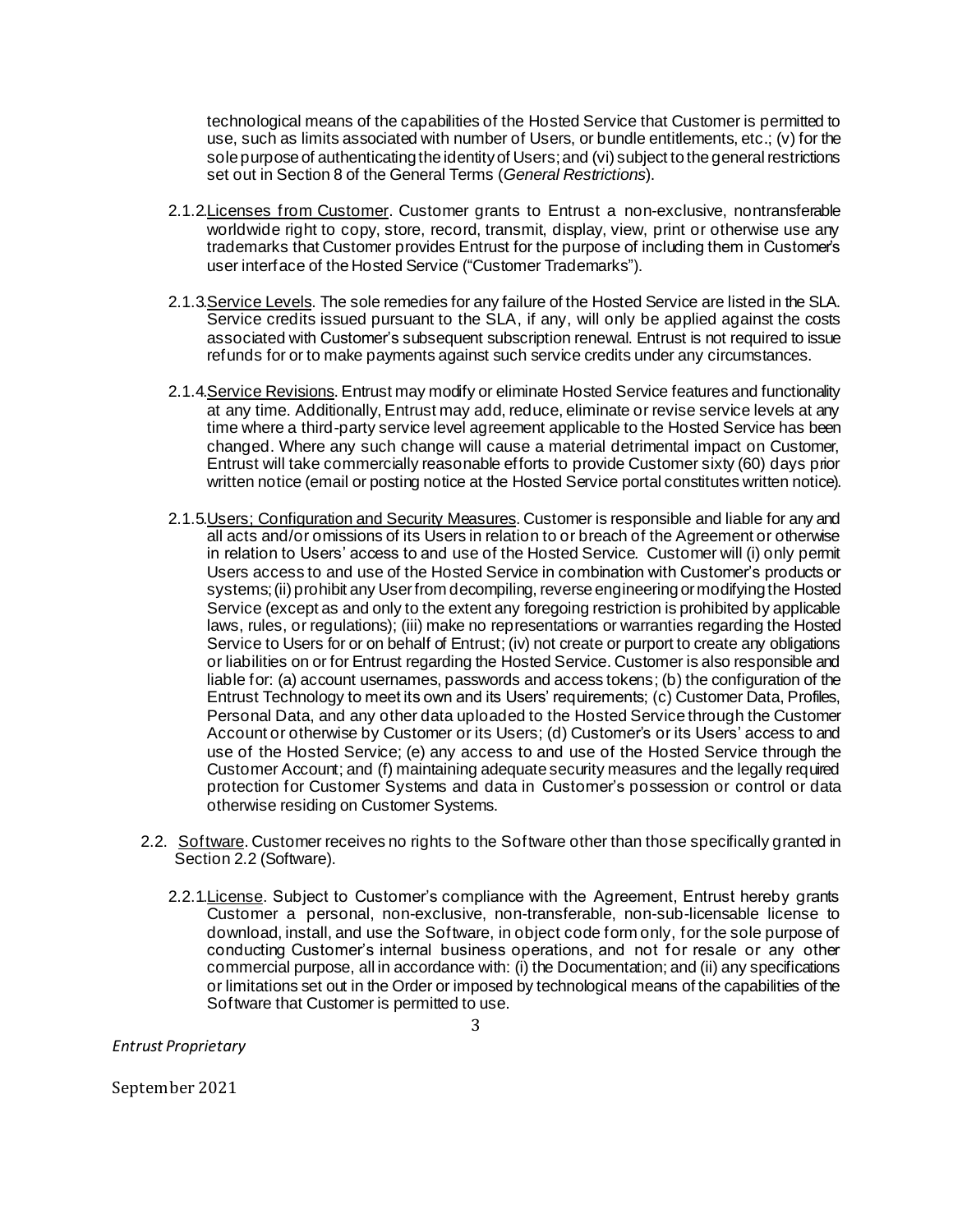technological means of the capabilities of the Hosted Service that Customer is permitted to use, such as limits associated with number of Users, or bundle entitlements, etc.; (v) for the sole purpose of authenticating the identity of Users; and (vi) subject to the general restrictions set out in Section 8 of the General Terms (*General Restrictions*).

2.1.2. Licenses from Customer. Customer grants to Entrust a non-exclusive, nontransferable worldwide right to copy, store, record, transmit, display, view, print or otherwise use any trademarks that Customer provides Entrust for the purpose of including them in Customer's user interface of the Hosted Service ("Customer Trademarks").

2.1.3. Service Levels. The sole remedies for any failure of the Hosted Service are listed in the SLA. Service credits issued pursuant to the SLA, if any, will only be applied against the costs associated with Customer's subsequent subscription renewal. Entrust is not required to issue refunds for or to make payments against such service credits under any circumstances.

2.1.4. Service Revisions. Entrust may modify or eliminate Hosted Service features and functionality at any time. Additionally, Entrust may add, reduce, eliminate or revise service levels at any time where a third-party service level agreement applicable to the Hosted Service has been changed. Where any such change will cause a material detrimental impact on Customer, Entrust will take commercially reasonable efforts to provide Customer sixty (60) days prior written notice (email or posting notice at the Hosted Service portal constitutes written notice).

2.1.5. Users; Configuration and Security Measures. Customer is responsible and liable for any and all acts and/or omissions of its Users in relation to or breach of the Agreement or otherwise in relation to Users' access to and use of the Hosted Service. Customer will (i) only permit Users access to and use of the Hosted Service in combination with Customer's products or systems; (ii) prohibit any User from decompiling, reverse engineering or modifying the Hosted Service (except as and only to the extent any foregoing restriction is prohibited by applicable laws, rules, or regulations); (iii) make no representations or warranties regarding the Hosted Service to Users for or on behalf of Entrust; (iv) not create or purport to create any obligations or liabilities on or for Entrust regarding the Hosted Service. Customer is also responsible and liable for: (a) account usernames, passwords and access tokens; (b) the configuration of the Entrust Technology to meet its own and its Users' requirements; (c) Customer Data, Profiles, Personal Data, and any other data uploaded to the Hosted Service through the Customer Account or otherwise by Customer or its Users; (d) Customer's or its Users' access to and use of the Hosted Service; (e) any access to and use of the Hosted Service through the Customer Account; and (f) maintaining adequate security measures and the legally required protection for Customer Systems and data in Customer's possession or control or data otherwise residing on Customer Systems.

2.2. Software. Customer receives no rights to the Software other than those specifically granted in Section 2.2 (Software).

2.2.1. License. Subject to Customer's compliance with the Agreement, Entrust hereby grants Customer a personal, non-exclusive, non-transferable, non-sub-licensable license to download, install, and use the Software, in object code form only, for the sole purpose of conducting Customer's internal business operations, and not for resale or any other commercial purpose, all in accordance with: (i) the Documentation; and (ii) any specifications or limitations set out in the Order or imposed by technological means of the capabilities of the Software that Customer is permitted to use.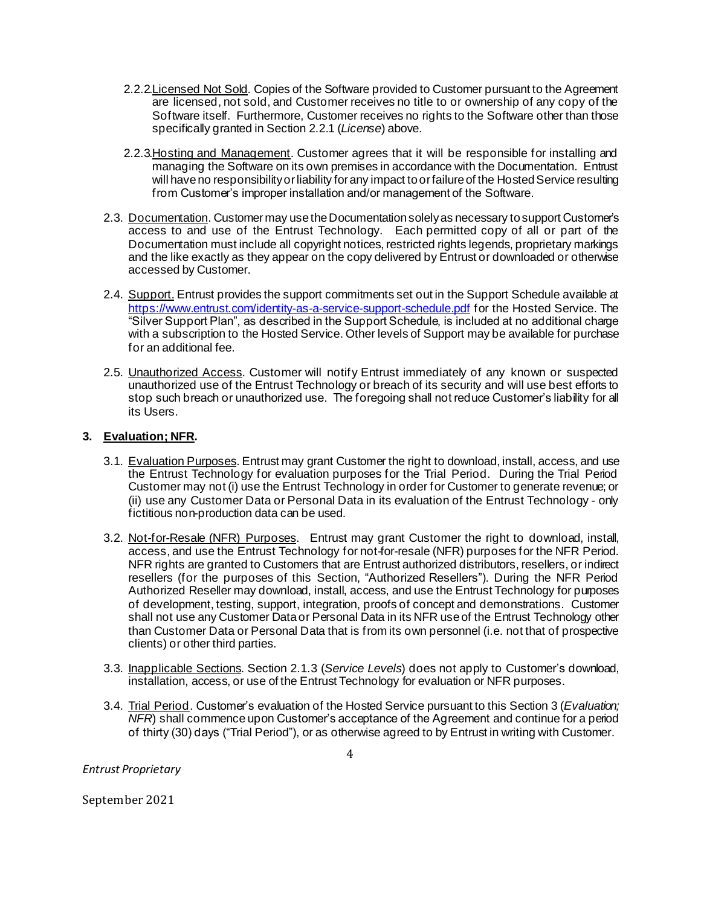2.2.2. Licensed Not Sold. Copies of the Software provided to Customer pursuant to the Agreement are licensed, not sold, and Customer receives no title to or ownership of any copy of the Software itself. Furthermore, Customer receives no rights to the Software other than those specifically granted in Section 2.2.1 (*License*) above.

2.2.3. Hosting and Management. Customer agrees that it will be responsible for installing and managing the Software on its own premises in accordance with the Documentation. Entrust will have no responsibility or liability for any impact to or failure of the Hosted Service resulting from Customer's improper installation and/or management of the Software.

2.3. Documentation. Customer may use the Documentation solely as necessary to support Customer's access to and use of the Entrust Technology. Each permitted copy of all or part of the Documentation must include all copyright notices, restricted rights legends, proprietary markings and the like exactly as they appear on the copy delivered by Entrust or downloaded or otherwise accessed by Customer.

2.4. Support. Entrust provides the support commitments set out in the Support Schedule available at https://www.entrust.com/identity-as-a-service-support-schedule.pdf for the Hosted Service. The "Silver Support Plan", as described in the Support Schedule, is included at no additional charge with a subscription to the Hosted Service. Other levels of Support may be available for purchase for an additional fee.

2.5. Unauthorized Access. Customer will notify Entrust immediately of any known or suspected unauthorized use of the Entrust Technology or breach of its security and will use best efforts to stop such breach or unauthorized use. The foregoing shall not reduce Customer's liability for all its Users.

## 3. Evaluation; NFR.

3.1. Evaluation Purposes. Entrust may grant Customer the right to download, install, access, and use the Entrust Technology for evaluation purposes for the Trial Period. During the Trial Period Customer may not (i) use the Entrust Technology in order for Customer to generate revenue; or (ii) use any Customer Data or Personal Data in its evaluation of the Entrust Technology - only fictitious non-production data can be used.

3.2. Not-for-Resale (NFR) Purposes. Entrust may grant Customer the right to download, install, access, and use the Entrust Technology for not-for-resale (NFR) purposes for the NFR Period. NFR rights are granted to Customers that are Entrust authorized distributors, resellers, or indirect resellers (for the purposes of this Section, "Authorized Resellers"). During the NFR Period Authorized Reseller may download, install, access, and use the Entrust Technology for purposes of development, testing, support, integration, proofs of concept and demonstrations. Customer shall not use any Customer Data or Personal Data in its NFR use of the Entrust Technology other than Customer Data or Personal Data that is from its own personnel (i.e. not that of prospective clients) or other third parties.

3.3. Inapplicable Sections. Section 2.1.3 (*Service Levels*) does not apply to Customer's download, installation, access, or use of the Entrust Technology for evaluation or NFR purposes.

3.4. Trial Period. Customer's evaluation of the Hosted Service pursuant to this Section 3 (*Evaluation; NFR*) shall commence upon Customer's acceptance of the Agreement and continue for a period of thirty (30) days ("Trial Period"), or as otherwise agreed to by Entrust in writing with Customer.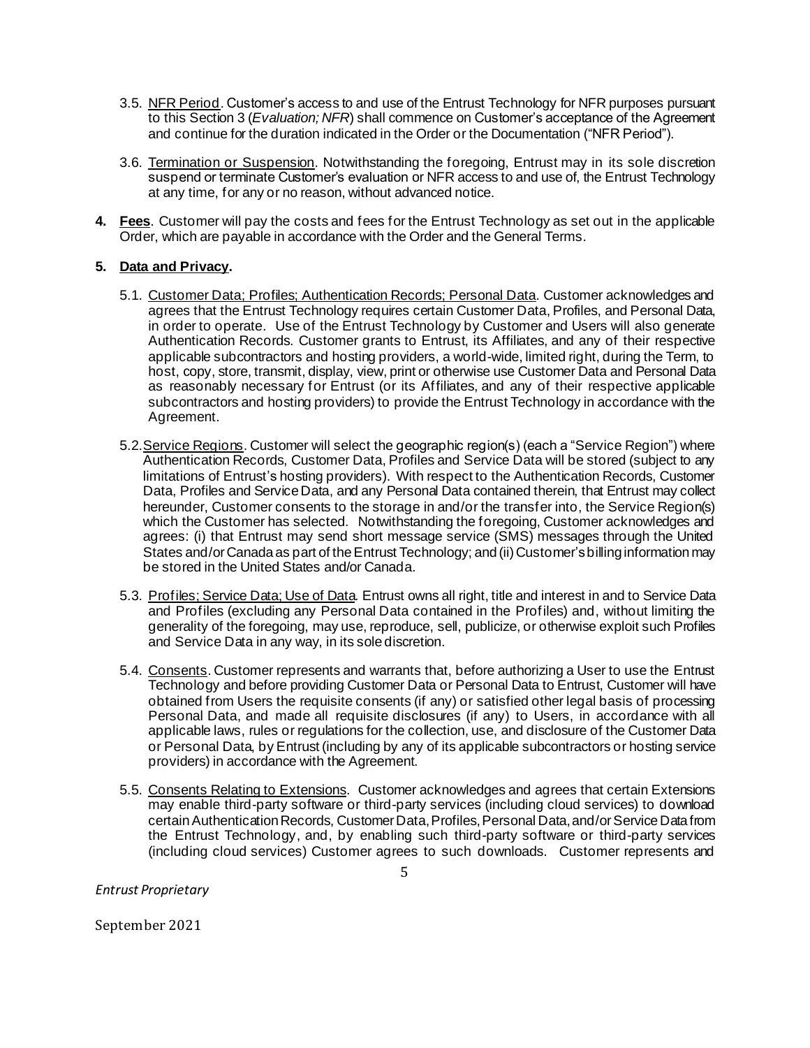3.5. <u>NFR Period</u>. Customer's access to and use of the Entrust Technology for NFR purposes pursuant to this Section 3 (*Evaluation; NFR*) shall commence on Customer's acceptance of the Agreement and continue for the duration indicated in the Order or the Documentation ("NFR Period").

3.6. <u>Termination or Suspension</u>. Notwithstanding the foregoing, Entrust may in its sole discretion suspend or terminate Customer's evaluation or NFR access to and use of, the Entrust Technology at any time, for any or no reason, without advanced notice.

**4. <u>Fees</u>**. Customer will pay the costs and fees for the Entrust Technology as set out in the applicable Order, which are payable in accordance with the Order and the General Terms.

**5. <u>Data and Privacy</u>.**

5.1. <u>Customer Data; Profiles; Authentication Records; Personal Data</u>. Customer acknowledges and agrees that the Entrust Technology requires certain Customer Data, Profiles, and Personal Data, in order to operate. Use of the Entrust Technology by Customer and Users will also generate Authentication Records. Customer grants to Entrust, its Affiliates, and any of their respective applicable subcontractors and hosting providers, a world-wide, limited right, during the Term, to host, copy, store, transmit, display, view, print or otherwise use Customer Data and Personal Data as reasonably necessary for Entrust (or its Affiliates, and any of their respective applicable subcontractors and hosting providers) to provide the Entrust Technology in accordance with the Agreement.

5.2. <u>Service Regions</u>. Customer will select the geographic region(s) (each a "Service Region") where Authentication Records, Customer Data, Profiles and Service Data will be stored (subject to any limitations of Entrust's hosting providers). With respect to the Authentication Records, Customer Data, Profiles and Service Data, and any Personal Data contained therein, that Entrust may collect hereunder, Customer consents to the storage in and/or the transfer into, the Service Region(s) which the Customer has selected. Notwithstanding the foregoing, Customer acknowledges and agrees: (i) that Entrust may send short message service (SMS) messages through the United States and/or Canada as part of the Entrust Technology; and (ii) Customer's billing information may be stored in the United States and/or Canada.

5.3. <u>Profiles; Service Data; Use of Data</u>. Entrust owns all right, title and interest in and to Service Data and Profiles (excluding any Personal Data contained in the Profiles) and, without limiting the generality of the foregoing, may use, reproduce, sell, publicize, or otherwise exploit such Profiles and Service Data in any way, in its sole discretion.

5.4. <u>Consents</u>. Customer represents and warrants that, before authorizing a User to use the Entrust Technology and before providing Customer Data or Personal Data to Entrust, Customer will have obtained from Users the requisite consents (if any) or satisfied other legal basis of processing Personal Data, and made all requisite disclosures (if any) to Users, in accordance with all applicable laws, rules or regulations for the collection, use, and disclosure of the Customer Data or Personal Data, by Entrust (including by any of its applicable subcontractors or hosting service providers) in accordance with the Agreement.

5.5. <u>Consents Relating to Extensions</u>. Customer acknowledges and agrees that certain Extensions may enable third-party software or third-party services (including cloud services) to download certain Authentication Records, Customer Data, Profiles, Personal Data, and/or Service Data from the Entrust Technology, and, by enabling such third-party software or third-party services (including cloud services) Customer agrees to such downloads. Customer represents and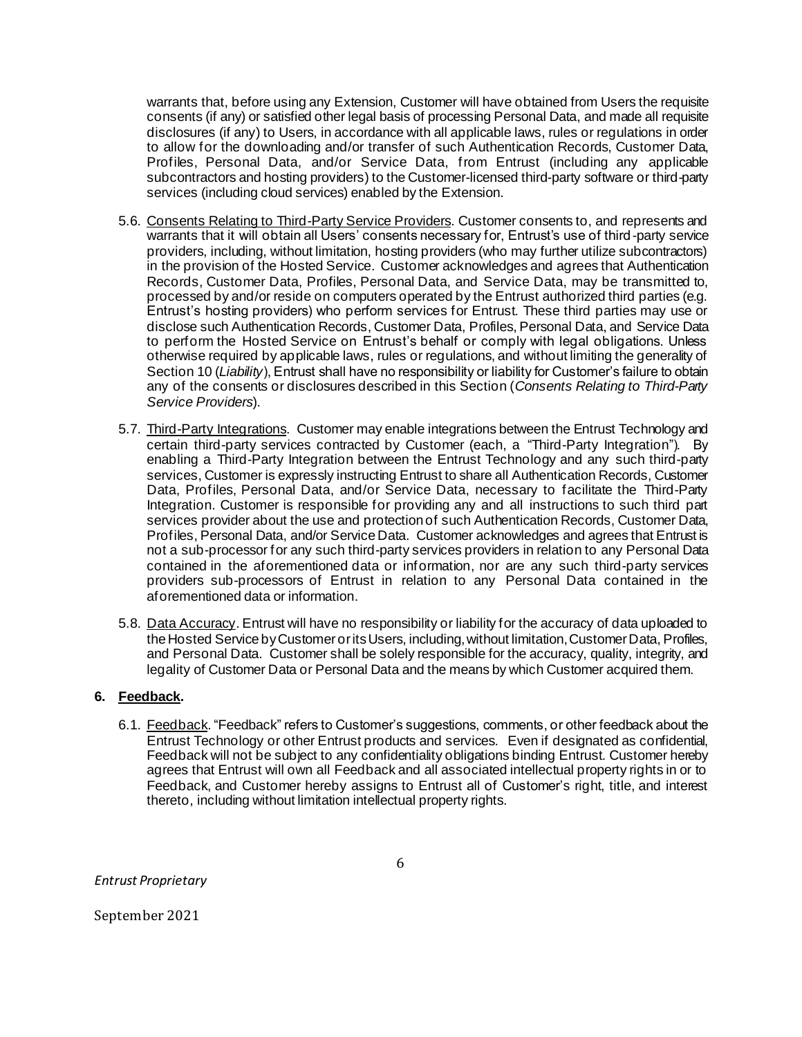warrants that, before using any Extension, Customer will have obtained from Users the requisite consents (if any) or satisfied other legal basis of processing Personal Data, and made all requisite disclosures (if any) to Users, in accordance with all applicable laws, rules or regulations in order to allow for the downloading and/or transfer of such Authentication Records, Customer Data, Profiles, Personal Data, and/or Service Data, from Entrust (including any applicable subcontractors and hosting providers) to the Customer-licensed third-party software or third-party services (including cloud services) enabled by the Extension.

5.6. Consents Relating to Third-Party Service Providers. Customer consents to, and represents and warrants that it will obtain all Users' consents necessary for, Entrust's use of third-party service providers, including, without limitation, hosting providers (who may further utilize subcontractors) in the provision of the Hosted Service. Customer acknowledges and agrees that Authentication Records, Customer Data, Profiles, Personal Data, and Service Data, may be transmitted to, processed by and/or reside on computers operated by the Entrust authorized third parties (e.g. Entrust's hosting providers) who perform services for Entrust. These third parties may use or disclose such Authentication Records, Customer Data, Profiles, Personal Data, and Service Data to perform the Hosted Service on Entrust's behalf or comply with legal obligations. Unless otherwise required by applicable laws, rules or regulations, and without limiting the generality of Section 10 (*Liability*), Entrust shall have no responsibility or liability for Customer's failure to obtain any of the consents or disclosures described in this Section (*Consents Relating to Third-Party Service Providers*).

5.7. Third-Party Integrations. Customer may enable integrations between the Entrust Technology and certain third-party services contracted by Customer (each, a "Third-Party Integration"). By enabling a Third-Party Integration between the Entrust Technology and any such third-party services, Customer is expressly instructing Entrust to share all Authentication Records, Customer Data, Profiles, Personal Data, and/or Service Data, necessary to facilitate the Third-Party Integration. Customer is responsible for providing any and all instructions to such third part services provider about the use and protection of such Authentication Records, Customer Data, Profiles, Personal Data, and/or Service Data. Customer acknowledges and agrees that Entrust is not a sub-processor for any such third-party services providers in relation to any Personal Data contained in the aforementioned data or information, nor are any such third-party services providers sub-processors of Entrust in relation to any Personal Data contained in the aforementioned data or information.

5.8. Data Accuracy. Entrust will have no responsibility or liability for the accuracy of data uploaded to the Hosted Service by Customer or its Users, including, without limitation, Customer Data, Profiles, and Personal Data. Customer shall be solely responsible for the accuracy, quality, integrity, and legality of Customer Data or Personal Data and the means by which Customer acquired them.

## 6. Feedback.

6.1. Feedback. "Feedback" refers to Customer's suggestions, comments, or other feedback about the Entrust Technology or other Entrust products and services. Even if designated as confidential, Feedback will not be subject to any confidentiality obligations binding Entrust. Customer hereby agrees that Entrust will own all Feedback and all associated intellectual property rights in or to Feedback, and Customer hereby assigns to Entrust all of Customer's right, title, and interest thereto, including without limitation intellectual property rights.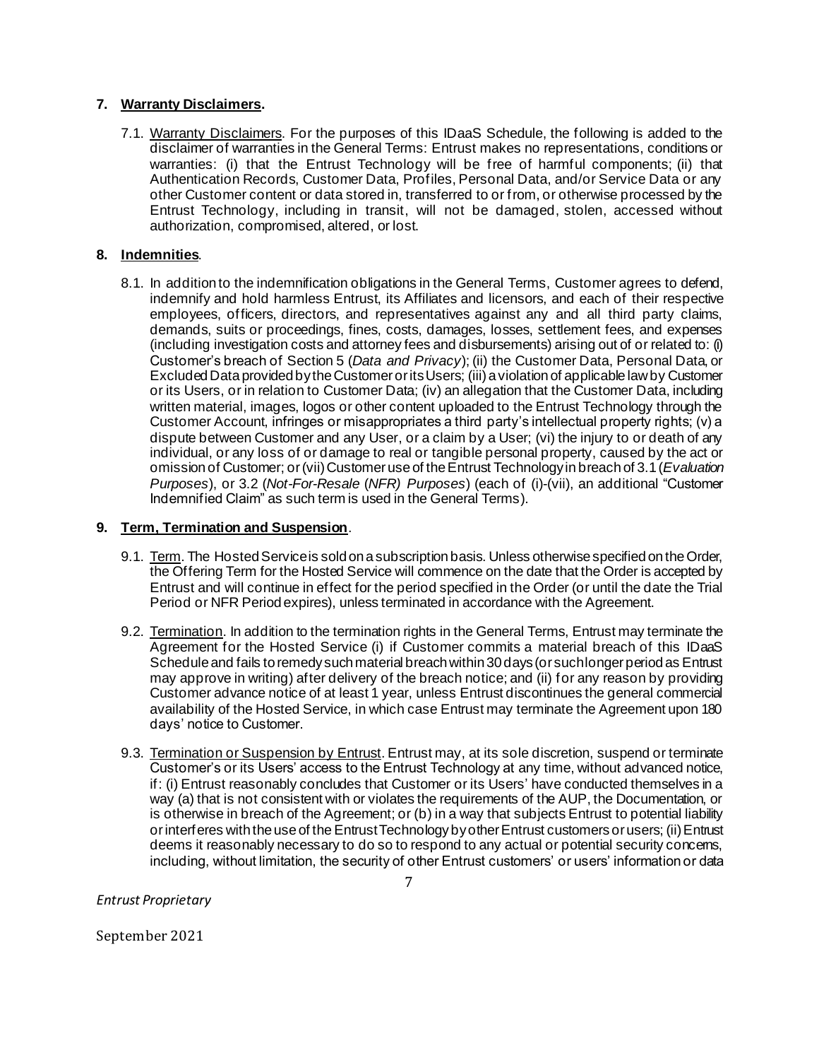## 7. Warranty Disclaimers.

7.1. Warranty Disclaimers. For the purposes of this IDaaS Schedule, the following is added to the disclaimer of warranties in the General Terms: Entrust makes no representations, conditions or warranties: (i) that the Entrust Technology will be free of harmful components; (ii) that Authentication Records, Customer Data, Profiles, Personal Data, and/or Service Data or any other Customer content or data stored in, transferred to or from, or otherwise processed by the Entrust Technology, including in transit, will not be damaged, stolen, accessed without authorization, compromised, altered, or lost.

## 8. Indemnities.

8.1. In addition to the indemnification obligations in the General Terms, Customer agrees to defend, indemnify and hold harmless Entrust, its Affiliates and licensors, and each of their respective employees, officers, directors, and representatives against any and all third party claims, demands, suits or proceedings, fines, costs, damages, losses, settlement fees, and expenses (including investigation costs and attorney fees and disbursements) arising out of or related to: (i) Customer's breach of Section 5 (*Data and Privacy*); (ii) the Customer Data, Personal Data, or Excluded Data provided by the Customer or its Users; (iii) a violation of applicable law by Customer or its Users, or in relation to Customer Data; (iv) an allegation that the Customer Data, including written material, images, logos or other content uploaded to the Entrust Technology through the Customer Account, infringes or misappropriates a third party's intellectual property rights; (v) a dispute between Customer and any User, or a claim by a User; (vi) the injury to or death of any individual, or any loss of or damage to real or tangible personal property, caused by the act or omission of Customer; or (vii) Customer use of the Entrust Technology in breach of 3.1 (*Evaluation Purposes*), or 3.2 (*Not-For-Resale* (*NFR) Purposes*) (each of (i)-(vii), an additional "Customer Indemnified Claim" as such term is used in the General Terms).

## 9. Term, Termination and Suspension.

9.1. Term. The Hosted Service is sold on a subscription basis. Unless otherwise specified on the Order, the Offering Term for the Hosted Service will commence on the date that the Order is accepted by Entrust and will continue in effect for the period specified in the Order (or until the date the Trial Period or NFR Period expires), unless terminated in accordance with the Agreement.

9.2. Termination. In addition to the termination rights in the General Terms, Entrust may terminate the Agreement for the Hosted Service (i) if Customer commits a material breach of this IDaaS Schedule and fails to remedy such material breach within 30 days (or such longer period as Entrust may approve in writing) after delivery of the breach notice; and (ii) for any reason by providing Customer advance notice of at least 1 year, unless Entrust discontinues the general commercial availability of the Hosted Service, in which case Entrust may terminate the Agreement upon 180 days' notice to Customer.

9.3. Termination or Suspension by Entrust. Entrust may, at its sole discretion, suspend or terminate Customer's or its Users' access to the Entrust Technology at any time, without advanced notice, if: (i) Entrust reasonably concludes that Customer or its Users' have conducted themselves in a way (a) that is not consistent with or violates the requirements of the AUP, the Documentation, or is otherwise in breach of the Agreement; or (b) in a way that subjects Entrust to potential liability or interferes with the use of the Entrust Technology by other Entrust customers or users; (ii) Entrust deems it reasonably necessary to do so to respond to any actual or potential security concerns, including, without limitation, the security of other Entrust customers' or users' information or data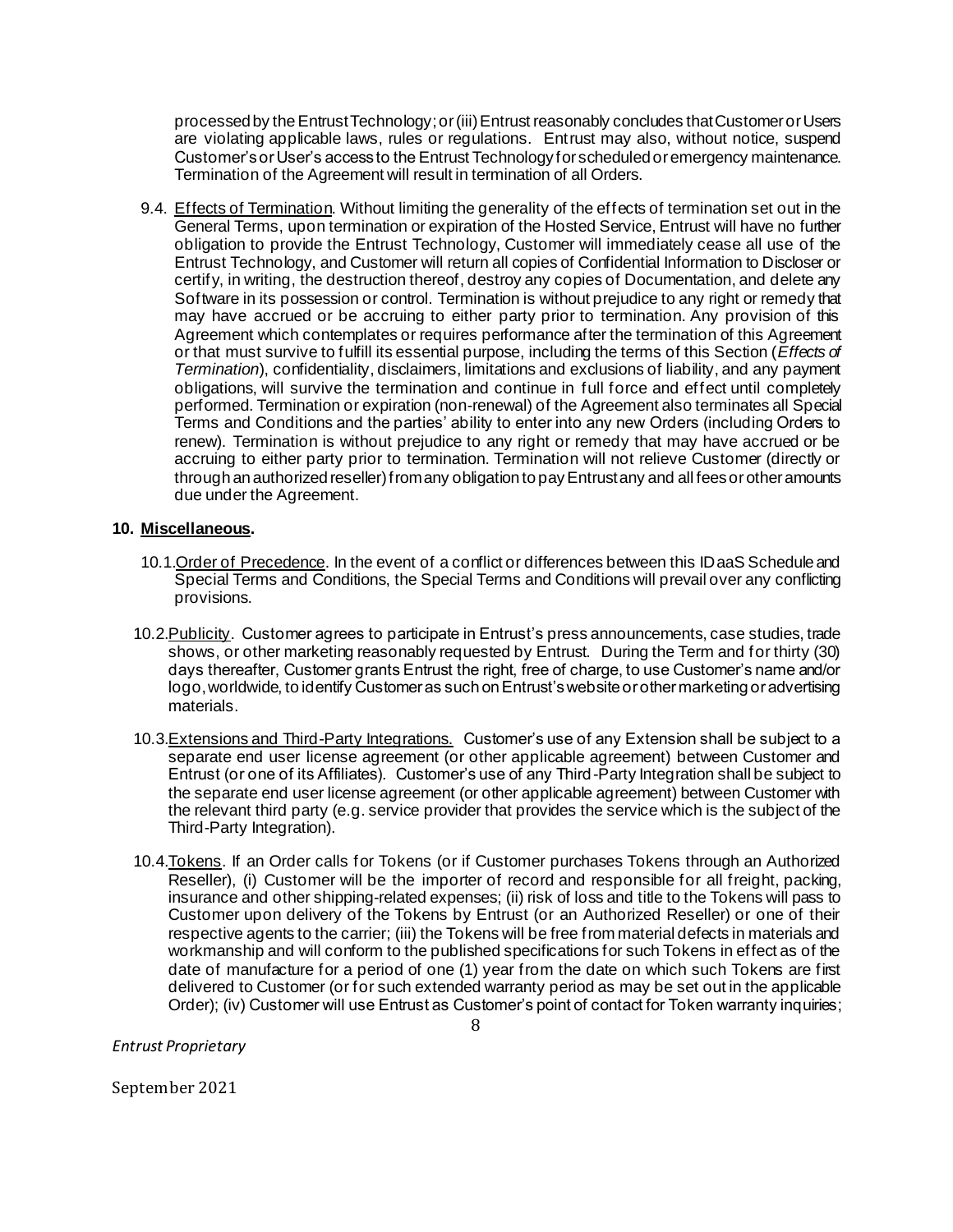processed by the Entrust Technology; or (iii) Entrust reasonably concludes that Customer or Users are violating applicable laws, rules or regulations. Entrust may also, without notice, suspend Customer's or User's access to the Entrust Technology for scheduled or emergency maintenance. Termination of the Agreement will result in termination of all Orders.

9.4. Effects of Termination. Without limiting the generality of the effects of termination set out in the General Terms, upon termination or expiration of the Hosted Service, Entrust will have no further obligation to provide the Entrust Technology, Customer will immediately cease all use of the Entrust Technology, and Customer will return all copies of Confidential Information to Discloser or certify, in writing, the destruction thereof, destroy any copies of Documentation, and delete any Software in its possession or control. Termination is without prejudice to any right or remedy that may have accrued or be accruing to either party prior to termination. Any provision of this Agreement which contemplates or requires performance after the termination of this Agreement or that must survive to fulfill its essential purpose, including the terms of this Section (*Effects of Termination*), confidentiality, disclaimers, limitations and exclusions of liability, and any payment obligations, will survive the termination and continue in full force and effect until completely performed. Termination or expiration (non-renewal) of the Agreement also terminates all Special Terms and Conditions and the parties' ability to enter into any new Orders (including Orders to renew). Termination is without prejudice to any right or remedy that may have accrued or be accruing to either party prior to termination. Termination will not relieve Customer (directly or through an authorized reseller) from any obligation to pay Entrust any and all fees or other amounts due under the Agreement.

## 10. Miscellaneous.

10.1. Order of Precedence. In the event of a conflict or differences between this IDaaS Schedule and Special Terms and Conditions, the Special Terms and Conditions will prevail over any conflicting provisions.

10.2. Publicity. Customer agrees to participate in Entrust's press announcements, case studies, trade shows, or other marketing reasonably requested by Entrust. During the Term and for thirty (30) days thereafter, Customer grants Entrust the right, free of charge, to use Customer's name and/or logo, worldwide, to identify Customer as such on Entrust's website or other marketing or advertising materials.

10.3. Extensions and Third-Party Integrations. Customer's use of any Extension shall be subject to a separate end user license agreement (or other applicable agreement) between Customer and Entrust (or one of its Affiliates). Customer's use of any Third-Party Integration shall be subject to the separate end user license agreement (or other applicable agreement) between Customer with the relevant third party (e.g. service provider that provides the service which is the subject of the Third-Party Integration).

10.4. Tokens. If an Order calls for Tokens (or if Customer purchases Tokens through an Authorized Reseller), (i) Customer will be the importer of record and responsible for all freight, packing, insurance and other shipping-related expenses; (ii) risk of loss and title to the Tokens will pass to Customer upon delivery of the Tokens by Entrust (or an Authorized Reseller) or one of their respective agents to the carrier; (iii) the Tokens will be free from material defects in materials and workmanship and will conform to the published specifications for such Tokens in effect as of the date of manufacture for a period of one (1) year from the date on which such Tokens are first delivered to Customer (or for such extended warranty period as may be set out in the applicable Order); (iv) Customer will use Entrust as Customer's point of contact for Token warranty inquiries;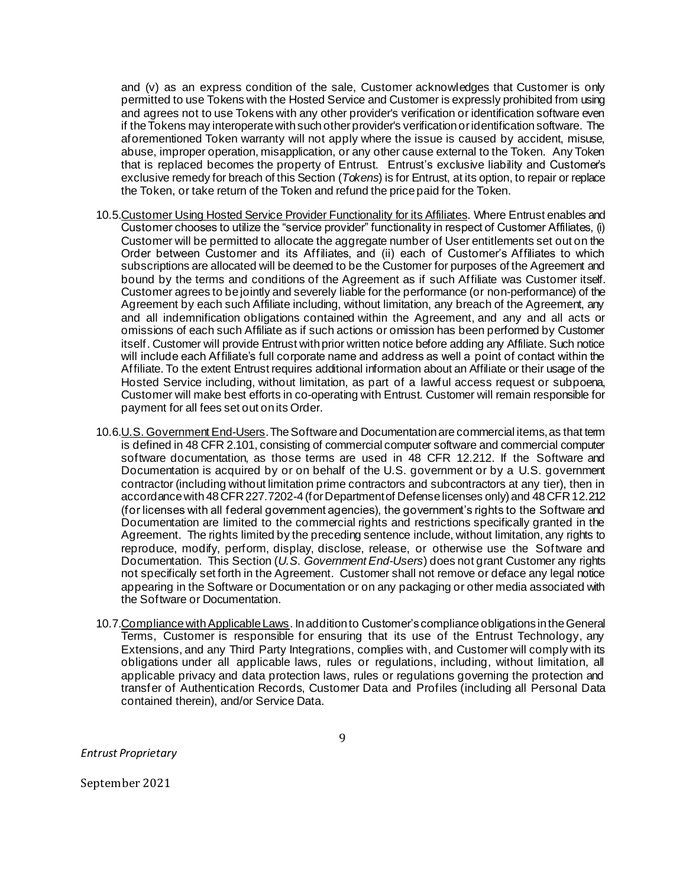and (v) as an express condition of the sale, Customer acknowledges that Customer is only permitted to use Tokens with the Hosted Service and Customer is expressly prohibited from using and agrees not to use Tokens with any other provider's verification or identification software even if the Tokens may interoperate with such other provider's verification or identification software. The aforementioned Token warranty will not apply where the issue is caused by accident, misuse, abuse, improper operation, misapplication, or any other cause external to the Token. Any Token that is replaced becomes the property of Entrust. Entrust's exclusive liability and Customer's exclusive remedy for breach of this Section (*Tokens*) is for Entrust, at its option, to repair or replace the Token, or take return of the Token and refund the price paid for the Token.

10.5. Customer Using Hosted Service Provider Functionality for its Affiliates. Where Entrust enables and Customer chooses to utilize the "service provider" functionality in respect of Customer Affiliates, (i) Customer will be permitted to allocate the aggregate number of User entitlements set out on the Order between Customer and its Affiliates, and (ii) each of Customer's Affiliates to which subscriptions are allocated will be deemed to be the Customer for purposes of the Agreement and bound by the terms and conditions of the Agreement as if such Affiliate was Customer itself. Customer agrees to be jointly and severely liable for the performance (or non-performance) of the Agreement by each such Affiliate including, without limitation, any breach of the Agreement, any and all indemnification obligations contained within the Agreement, and any and all acts or omissions of each such Affiliate as if such actions or omission has been performed by Customer itself. Customer will provide Entrust with prior written notice before adding any Affiliate. Such notice will include each Affiliate's full corporate name and address as well a point of contact within the Affiliate. To the extent Entrust requires additional information about an Affiliate or their usage of the Hosted Service including, without limitation, as part of a lawful access request or subpoena, Customer will make best efforts in co-operating with Entrust. Customer will remain responsible for payment for all fees set out on its Order.

10.6. U.S. Government End-Users. The Software and Documentation are commercial items, as that term is defined in 48 CFR 2.101, consisting of commercial computer software and commercial computer software documentation, as those terms are used in 48 CFR 12.212. If the Software and Documentation is acquired by or on behalf of the U.S. government or by a U.S. government contractor (including without limitation prime contractors and subcontractors at any tier), then in accordance with 48 CFR 227.7202-4 (for Department of Defense licenses only) and 48 CFR 12.212 (for licenses with all federal government agencies), the government's rights to the Software and Documentation are limited to the commercial rights and restrictions specifically granted in the Agreement. The rights limited by the preceding sentence include, without limitation, any rights to reproduce, modify, perform, display, disclose, release, or otherwise use the Software and Documentation. This Section (*U.S. Government End-Users*) does not grant Customer any rights not specifically set forth in the Agreement. Customer shall not remove or deface any legal notice appearing in the Software or Documentation or on any packaging or other media associated with the Software or Documentation.

10.7. Compliance with Applicable Laws. In addition to Customer's compliance obligations in the General Terms, Customer is responsible for ensuring that its use of the Entrust Technology, any Extensions, and any Third Party Integrations, complies with, and Customer will comply with its obligations under all applicable laws, rules or regulations, including, without limitation, all applicable privacy and data protection laws, rules or regulations governing the protection and transfer of Authentication Records, Customer Data and Profiles (including all Personal Data contained therein), and/or Service Data.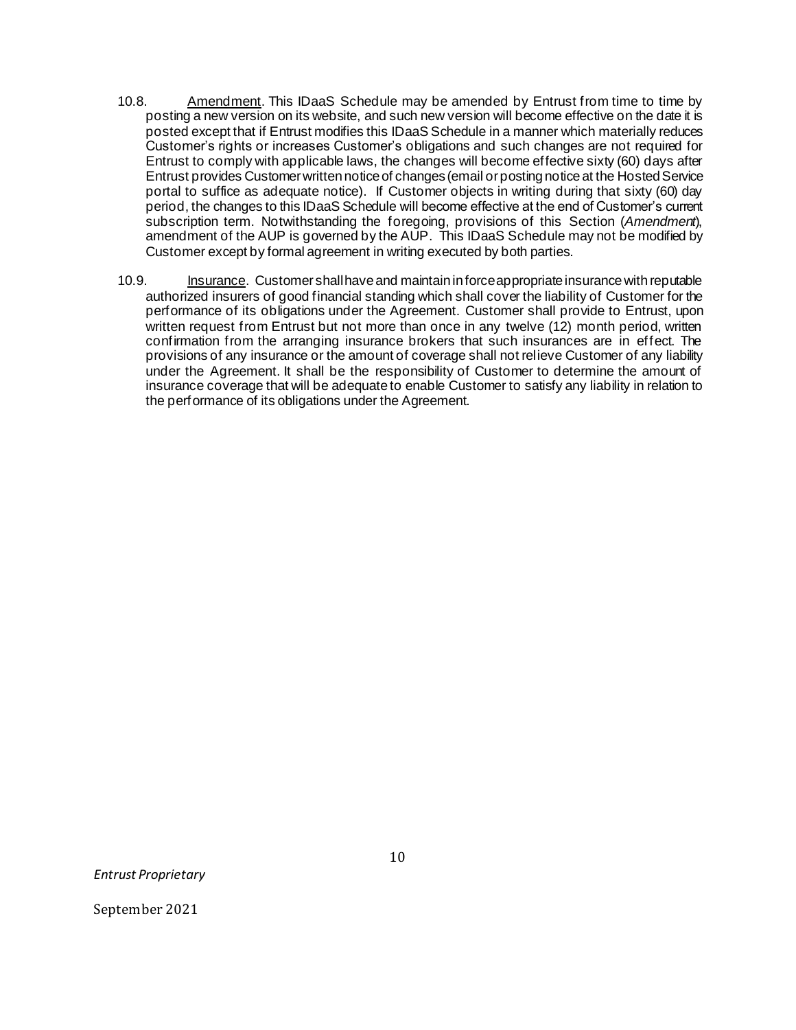10.8. Amendment. This IDaaS Schedule may be amended by Entrust from time to time by posting a new version on its website, and such new version will become effective on the date it is posted except that if Entrust modifies this IDaaS Schedule in a manner which materially reduces Customer's rights or increases Customer's obligations and such changes are not required for Entrust to comply with applicable laws, the changes will become effective sixty (60) days after Entrust provides Customer written notice of changes (email or posting notice at the Hosted Service portal to suffice as adequate notice). If Customer objects in writing during that sixty (60) day period, the changes to this IDaaS Schedule will become effective at the end of Customer's current subscription term. Notwithstanding the foregoing, provisions of this Section (*Amendment*), amendment of the AUP is governed by the AUP. This IDaaS Schedule may not be modified by Customer except by formal agreement in writing executed by both parties.

10.9. Insurance. Customer shall have and maintain in force appropriate insurance with reputable authorized insurers of good financial standing which shall cover the liability of Customer for the performance of its obligations under the Agreement. Customer shall provide to Entrust, upon written request from Entrust but not more than once in any twelve (12) month period, written confirmation from the arranging insurance brokers that such insurances are in effect. The provisions of any insurance or the amount of coverage shall not relieve Customer of any liability under the Agreement. It shall be the responsibility of Customer to determine the amount of insurance coverage that will be adequate to enable Customer to satisfy any liability in relation to the performance of its obligations under the Agreement.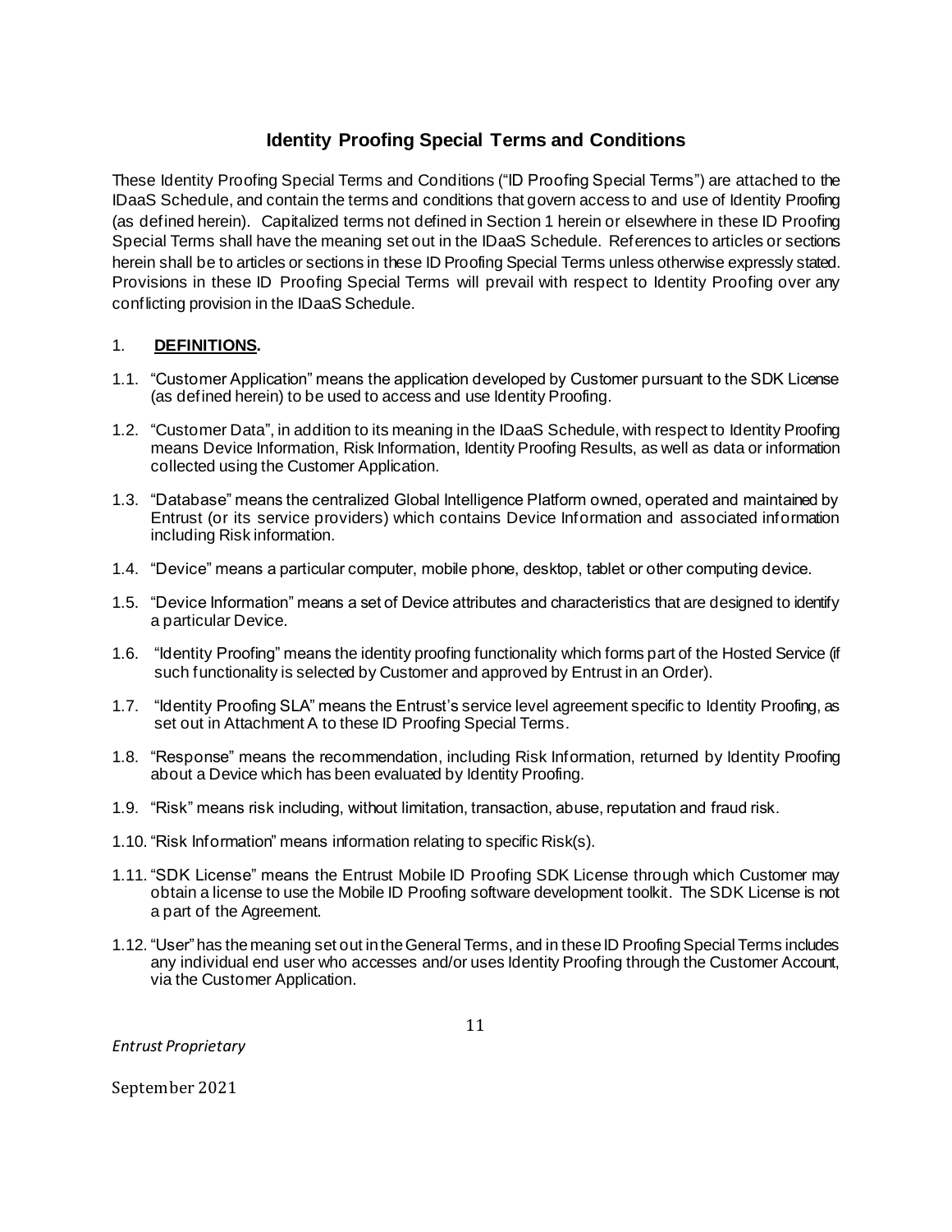# Identity Proofing Special Terms and Conditions

These Identity Proofing Special Terms and Conditions ("ID Proofing Special Terms") are attached to the IDaaS Schedule, and contain the terms and conditions that govern access to and use of Identity Proofing (as defined herein). Capitalized terms not defined in Section 1 herein or elsewhere in these ID Proofing Special Terms shall have the meaning set out in the IDaaS Schedule. References to articles or sections herein shall be to articles or sections in these ID Proofing Special Terms unless otherwise expressly stated. Provisions in these ID Proofing Special Terms will prevail with respect to Identity Proofing over any conflicting provision in the IDaaS Schedule.

## 1. **DEFINITIONS.**

1.1. "Customer Application" means the application developed by Customer pursuant to the SDK License (as defined herein) to be used to access and use Identity Proofing.

1.2. "Customer Data", in addition to its meaning in the IDaaS Schedule, with respect to Identity Proofing means Device Information, Risk Information, Identity Proofing Results, as well as data or information collected using the Customer Application.

1.3. "Database" means the centralized Global Intelligence Platform owned, operated and maintained by Entrust (or its service providers) which contains Device Information and associated information including Risk information.

1.4. "Device" means a particular computer, mobile phone, desktop, tablet or other computing device.

1.5. "Device Information" means a set of Device attributes and characteristics that are designed to identify a particular Device.

1.6. "Identity Proofing" means the identity proofing functionality which forms part of the Hosted Service (if such functionality is selected by Customer and approved by Entrust in an Order).

1.7. "Identity Proofing SLA" means the Entrust's service level agreement specific to Identity Proofing, as set out in Attachment A to these ID Proofing Special Terms.

1.8. "Response" means the recommendation, including Risk Information, returned by Identity Proofing about a Device which has been evaluated by Identity Proofing.

1.9. "Risk" means risk including, without limitation, transaction, abuse, reputation and fraud risk.

1.10. "Risk Information" means information relating to specific Risk(s).

1.11. "SDK License" means the Entrust Mobile ID Proofing SDK License through which Customer may obtain a license to use the Mobile ID Proofing software development toolkit. The SDK License is not a part of the Agreement.

1.12. "User" has the meaning set out in the General Terms, and in these ID Proofing Special Terms includes any individual end user who accesses and/or uses Identity Proofing through the Customer Account, via the Customer Application.

*Entrust Proprietary*

September 2021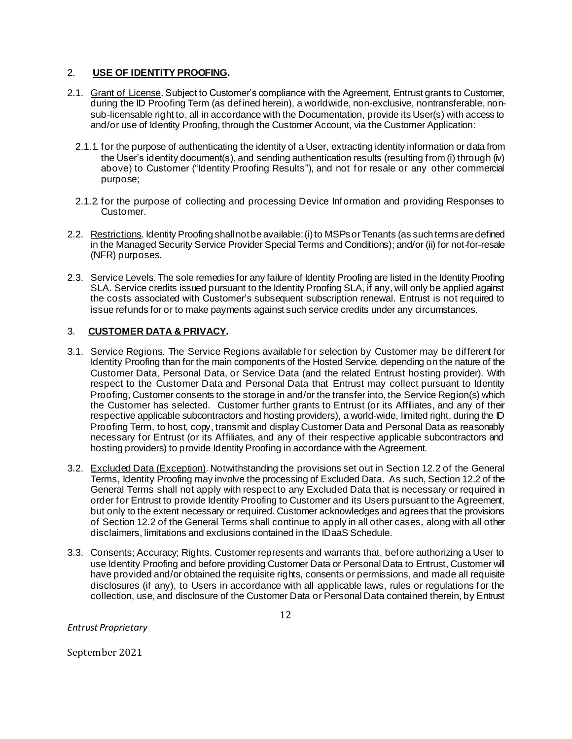## 2. **USE OF IDENTITY PROOFING.**

2.1. Grant of License. Subject to Customer's compliance with the Agreement, Entrust grants to Customer, during the ID Proofing Term (as defined herein), a worldwide, non-exclusive, nontransferable, non-sub-licensable right to, all in accordance with the Documentation, provide its User(s) with access to and/or use of Identity Proofing, through the Customer Account, via the Customer Application:

2.1.1. for the purpose of authenticating the identity of a User, extracting identity information or data from the User's identity document(s), and sending authentication results (resulting from (i) through (iv) above) to Customer ("Identity Proofing Results"), and not for resale or any other commercial purpose;

2.1.2. for the purpose of collecting and processing Device Information and providing Responses to Customer.

2.2. Restrictions. Identity Proofing shall not be available: (i) to MSPs or Tenants (as such terms are defined in the Managed Security Service Provider Special Terms and Conditions); and/or (ii) for not-for-resale (NFR) purposes.

2.3. Service Levels. The sole remedies for any failure of Identity Proofing are listed in the Identity Proofing SLA. Service credits issued pursuant to the Identity Proofing SLA, if any, will only be applied against the costs associated with Customer's subsequent subscription renewal. Entrust is not required to issue refunds for or to make payments against such service credits under any circumstances.

## 3. **CUSTOMER DATA & PRIVACY.**

3.1. Service Regions. The Service Regions available for selection by Customer may be different for Identity Proofing than for the main components of the Hosted Service, depending on the nature of the Customer Data, Personal Data, or Service Data (and the related Entrust hosting provider). With respect to the Customer Data and Personal Data that Entrust may collect pursuant to Identity Proofing, Customer consents to the storage in and/or the transfer into, the Service Region(s) which the Customer has selected. Customer further grants to Entrust (or its Affiliates, and any of their respective applicable subcontractors and hosting providers), a world-wide, limited right, during the ID Proofing Term, to host, copy, transmit and display Customer Data and Personal Data as reasonably necessary for Entrust (or its Affiliates, and any of their respective applicable subcontractors and hosting providers) to provide Identity Proofing in accordance with the Agreement.

3.2. Excluded Data (Exception). Notwithstanding the provisions set out in Section 12.2 of the General Terms, Identity Proofing may involve the processing of Excluded Data. As such, Section 12.2 of the General Terms shall not apply with respect to any Excluded Data that is necessary or required in order for Entrust to provide Identity Proofing to Customer and its Users pursuant to the Agreement, but only to the extent necessary or required. Customer acknowledges and agrees that the provisions of Section 12.2 of the General Terms shall continue to apply in all other cases, along with all other disclaimers, limitations and exclusions contained in the IDaaS Schedule.

3.3. Consents; Accuracy; Rights. Customer represents and warrants that, before authorizing a User to use Identity Proofing and before providing Customer Data or Personal Data to Entrust, Customer will have provided and/or obtained the requisite rights, consents or permissions, and made all requisite disclosures (if any), to Users in accordance with all applicable laws, rules or regulations for the collection, use, and disclosure of the Customer Data or Personal Data contained therein, by Entrust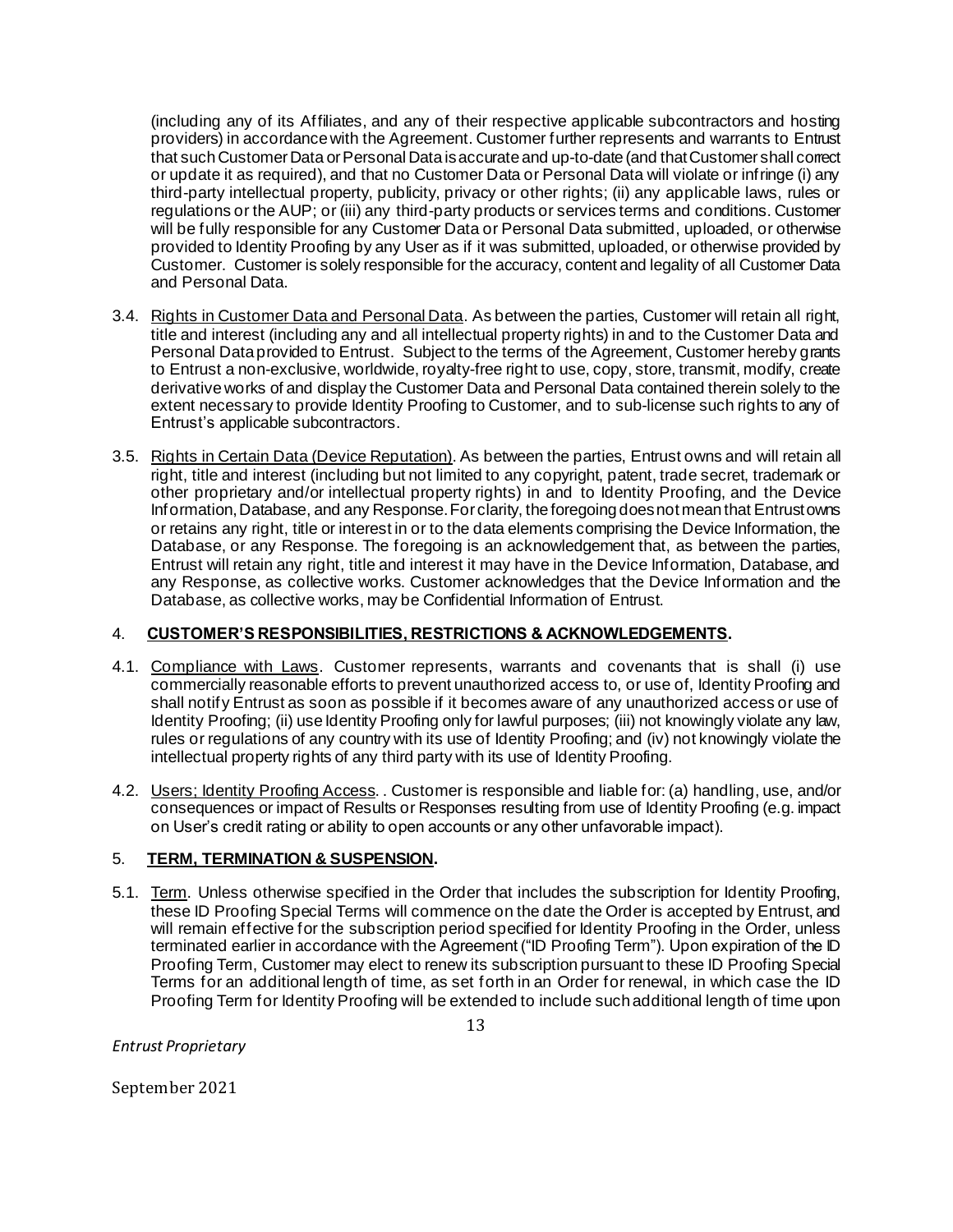(including any of its Affiliates, and any of their respective applicable subcontractors and hosting providers) in accordance with the Agreement. Customer further represents and warrants to Entrust that such Customer Data or Personal Data is accurate and up-to-date (and that Customer shall correct or update it as required), and that no Customer Data or Personal Data will violate or infringe (i) any third-party intellectual property, publicity, privacy or other rights; (ii) any applicable laws, rules or regulations or the AUP; or (iii) any third-party products or services terms and conditions. Customer will be fully responsible for any Customer Data or Personal Data submitted, uploaded, or otherwise provided to Identity Proofing by any User as if it was submitted, uploaded, or otherwise provided by Customer. Customer is solely responsible for the accuracy, content and legality of all Customer Data and Personal Data.

3.4. <u>Rights in Customer Data and Personal Data</u>. As between the parties, Customer will retain all right, title and interest (including any and all intellectual property rights) in and to the Customer Data and Personal Data provided to Entrust. Subject to the terms of the Agreement, Customer hereby grants to Entrust a non-exclusive, worldwide, royalty-free right to use, copy, store, transmit, modify, create derivative works of and display the Customer Data and Personal Data contained therein solely to the extent necessary to provide Identity Proofing to Customer, and to sub-license such rights to any of Entrust's applicable subcontractors.

3.5. <u>Rights in Certain Data (Device Reputation)</u>. As between the parties, Entrust owns and will retain all right, title and interest (including but not limited to any copyright, patent, trade secret, trademark or other proprietary and/or intellectual property rights) in and to Identity Proofing, and the Device Information, Database, and any Response. For clarity, the foregoing does not mean that Entrust owns or retains any right, title or interest in or to the data elements comprising the Device Information, the Database, or any Response. The foregoing is an acknowledgement that, as between the parties, Entrust will retain any right, title and interest it may have in the Device Information, Database, and any Response, as collective works. Customer acknowledges that the Device Information and the Database, as collective works, may be Confidential Information of Entrust.

## 4. CUSTOMER'S RESPONSIBILITIES, RESTRICTIONS & ACKNOWLEDGEMENTS.

4.1. <u>Compliance with Laws</u>. Customer represents, warrants and covenants that is shall (i) use commercially reasonable efforts to prevent unauthorized access to, or use of, Identity Proofing and shall notify Entrust as soon as possible if it becomes aware of any unauthorized access or use of Identity Proofing; (ii) use Identity Proofing only for lawful purposes; (iii) not knowingly violate any law, rules or regulations of any country with its use of Identity Proofing; and (iv) not knowingly violate the intellectual property rights of any third party with its use of Identity Proofing.

4.2. <u>Users; Identity Proofing Access</u>. . Customer is responsible and liable for: (a) handling, use, and/or consequences or impact of Results or Responses resulting from use of Identity Proofing (e.g. impact on User's credit rating or ability to open accounts or any other unfavorable impact).

## 5. TERM, TERMINATION & SUSPENSION.

5.1. <u>Term</u>. Unless otherwise specified in the Order that includes the subscription for Identity Proofing, these ID Proofing Special Terms will commence on the date the Order is accepted by Entrust, and will remain effective for the subscription period specified for Identity Proofing in the Order, unless terminated earlier in accordance with the Agreement ("ID Proofing Term"). Upon expiration of the ID Proofing Term, Customer may elect to renew its subscription pursuant to these ID Proofing Special Terms for an additional length of time, as set forth in an Order for renewal, in which case the ID Proofing Term for Identity Proofing will be extended to include such additional length of time upon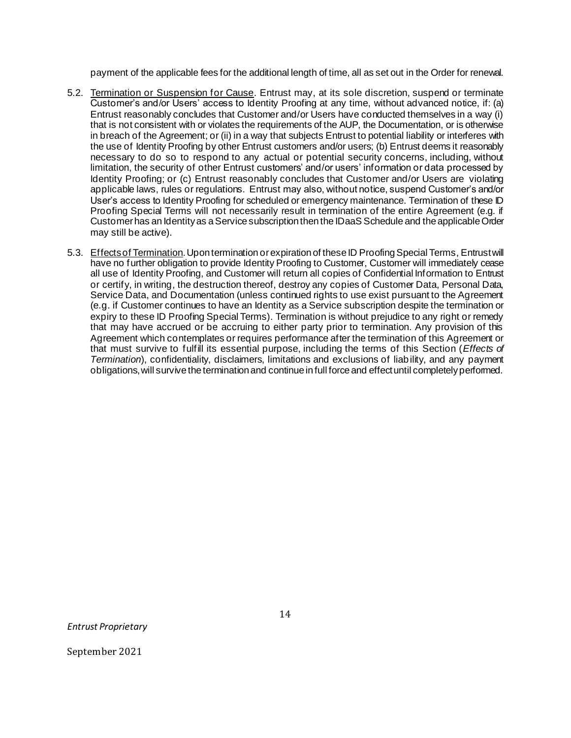payment of the applicable fees for the additional length of time, all as set out in the Order for renewal.

5.2. Termination or Suspension for Cause. Entrust may, at its sole discretion, suspend or terminate Customer's and/or Users' access to Identity Proofing at any time, without advanced notice, if: (a) Entrust reasonably concludes that Customer and/or Users have conducted themselves in a way (i) that is not consistent with or violates the requirements of the AUP, the Documentation, or is otherwise in breach of the Agreement; or (ii) in a way that subjects Entrust to potential liability or interferes with the use of Identity Proofing by other Entrust customers and/or users; (b) Entrust deems it reasonably necessary to do so to respond to any actual or potential security concerns, including, without limitation, the security of other Entrust customers' and/or users' information or data processed by Identity Proofing; or (c) Entrust reasonably concludes that Customer and/or Users are violating applicable laws, rules or regulations. Entrust may also, without notice, suspend Customer's and/or User's access to Identity Proofing for scheduled or emergency maintenance. Termination of these ID Proofing Special Terms will not necessarily result in termination of the entire Agreement (e.g. if Customer has an Identity as a Service subscription then the IDaaS Schedule and the applicable Order may still be active).

5.3. Effects of Termination. Upon termination or expiration of these ID Proofing Special Terms, Entrust will have no further obligation to provide Identity Proofing to Customer, Customer will immediately cease all use of Identity Proofing, and Customer will return all copies of Confidential Information to Entrust or certify, in writing, the destruction thereof, destroy any copies of Customer Data, Personal Data, Service Data, and Documentation (unless continued rights to use exist pursuant to the Agreement (e.g. if Customer continues to have an Identity as a Service subscription despite the termination or expiry to these ID Proofing Special Terms). Termination is without prejudice to any right or remedy that may have accrued or be accruing to either party prior to termination. Any provision of this Agreement which contemplates or requires performance after the termination of this Agreement or that must survive to fulfill its essential purpose, including the terms of this Section (*Effects of Termination*), confidentiality, disclaimers, limitations and exclusions of liability, and any payment obligations, will survive the termination and continue in full force and effect until completely performed.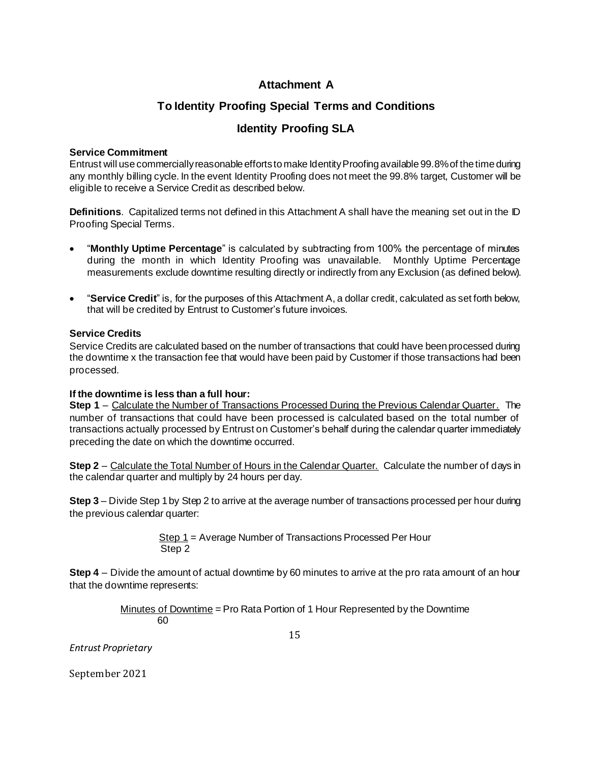# Attachment A

## To Identity Proofing Special Terms and Conditions

## Identity Proofing SLA

**Service Commitment**

Entrust will use commercially reasonable efforts to make Identity Proofing available 99.8% of the time during any monthly billing cycle. In the event Identity Proofing does not meet the 99.8% target, Customer will be eligible to receive a Service Credit as described below.

**Definitions**. Capitalized terms not defined in this Attachment A shall have the meaning set out in the ID Proofing Special Terms.

- "**Monthly Uptime Percentage**" is calculated by subtracting from 100% the percentage of minutes during the month in which Identity Proofing was unavailable. Monthly Uptime Percentage measurements exclude downtime resulting directly or indirectly from any Exclusion (as defined below).
- "**Service Credit**" is, for the purposes of this Attachment A, a dollar credit, calculated as set forth below, that will be credited by Entrust to Customer's future invoices.

**Service Credits**

Service Credits are calculated based on the number of transactions that could have been processed during the downtime x the transaction fee that would have been paid by Customer if those transactions had been processed.

**If the downtime is less than a full hour:**

**Step 1** – Calculate the Number of Transactions Processed During the Previous Calendar Quarter. The number of transactions that could have been processed is calculated based on the total number of transactions actually processed by Entrust on Customer's behalf during the calendar quarter immediately preceding the date on which the downtime occurred.

**Step 2** – Calculate the Total Number of Hours in the Calendar Quarter. Calculate the number of days in the calendar quarter and multiply by 24 hours per day.

**Step 3** – Divide Step 1 by Step 2 to arrive at the average number of transactions processed per hour during the previous calendar quarter:

$$\frac{\text{Step 1}}{\text{Step 2}} = \text{Average Number of Transactions Processed Per Hour}$$

**Step 4** – Divide the amount of actual downtime by 60 minutes to arrive at the pro rata amount of an hour that the downtime represents:

$$\frac{\text{Minutes of Downtime}}{60} = \text{Pro Rata Portion of 1 Hour Represented by the Downtime}$$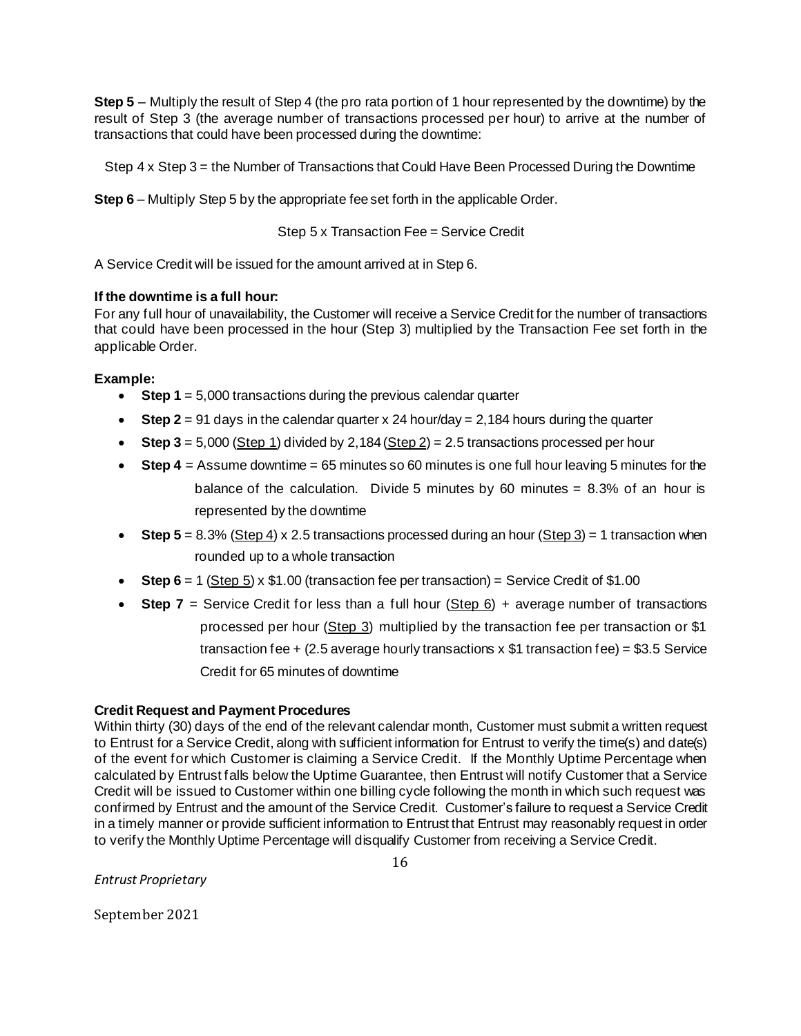**Step 5** – Multiply the result of Step 4 (the pro rata portion of 1 hour represented by the downtime) by the result of Step 3 (the average number of transactions processed per hour) to arrive at the number of transactions that could have been processed during the downtime:

Step 4 x Step 3 = the Number of Transactions that Could Have Been Processed During the Downtime

**Step 6** – Multiply Step 5 by the appropriate fee set forth in the applicable Order.

Step 5 x Transaction Fee = Service Credit

A Service Credit will be issued for the amount arrived at in Step 6.

**If the downtime is a full hour:**
For any full hour of unavailability, the Customer will receive a Service Credit for the number of transactions that could have been processed in the hour (Step 3) multiplied by the Transaction Fee set forth in the applicable Order.

**Example:**

- **Step 1** = 5,000 transactions during the previous calendar quarter
- **Step 2** = 91 days in the calendar quarter x 24 hour/day = 2,184 hours during the quarter
- **Step 3** = 5,000 (Step 1) divided by 2,184 (Step 2) = 2.5 transactions processed per hour
- **Step 4** = Assume downtime = 65 minutes so 60 minutes is one full hour leaving 5 minutes for the balance of the calculation. Divide 5 minutes by 60 minutes = 8.3% of an hour is represented by the downtime
- **Step 5** = 8.3% (Step 4) x 2.5 transactions processed during an hour (Step 3) = 1 transaction when rounded up to a whole transaction
- **Step 6** = 1 (Step 5) x $1.00 (transaction fee per transaction) = Service Credit of $1.00
- **Step 7** = Service Credit for less than a full hour (Step 6) + average number of transactions processed per hour (Step 3) multiplied by the transaction fee per transaction or $1 transaction fee + (2.5 average hourly transactions x $1 transaction fee) = $3.5 Service Credit for 65 minutes of downtime

**Credit Request and Payment Procedures**
Within thirty (30) days of the end of the relevant calendar month, Customer must submit a written request to Entrust for a Service Credit, along with sufficient information for Entrust to verify the time(s) and date(s) of the event for which Customer is claiming a Service Credit. If the Monthly Uptime Percentage when calculated by Entrust falls below the Uptime Guarantee, then Entrust will notify Customer that a Service Credit will be issued to Customer within one billing cycle following the month in which such request was confirmed by Entrust and the amount of the Service Credit. Customer's failure to request a Service Credit in a timely manner or provide sufficient information to Entrust that Entrust may reasonably request in order to verify the Monthly Uptime Percentage will disqualify Customer from receiving a Service Credit.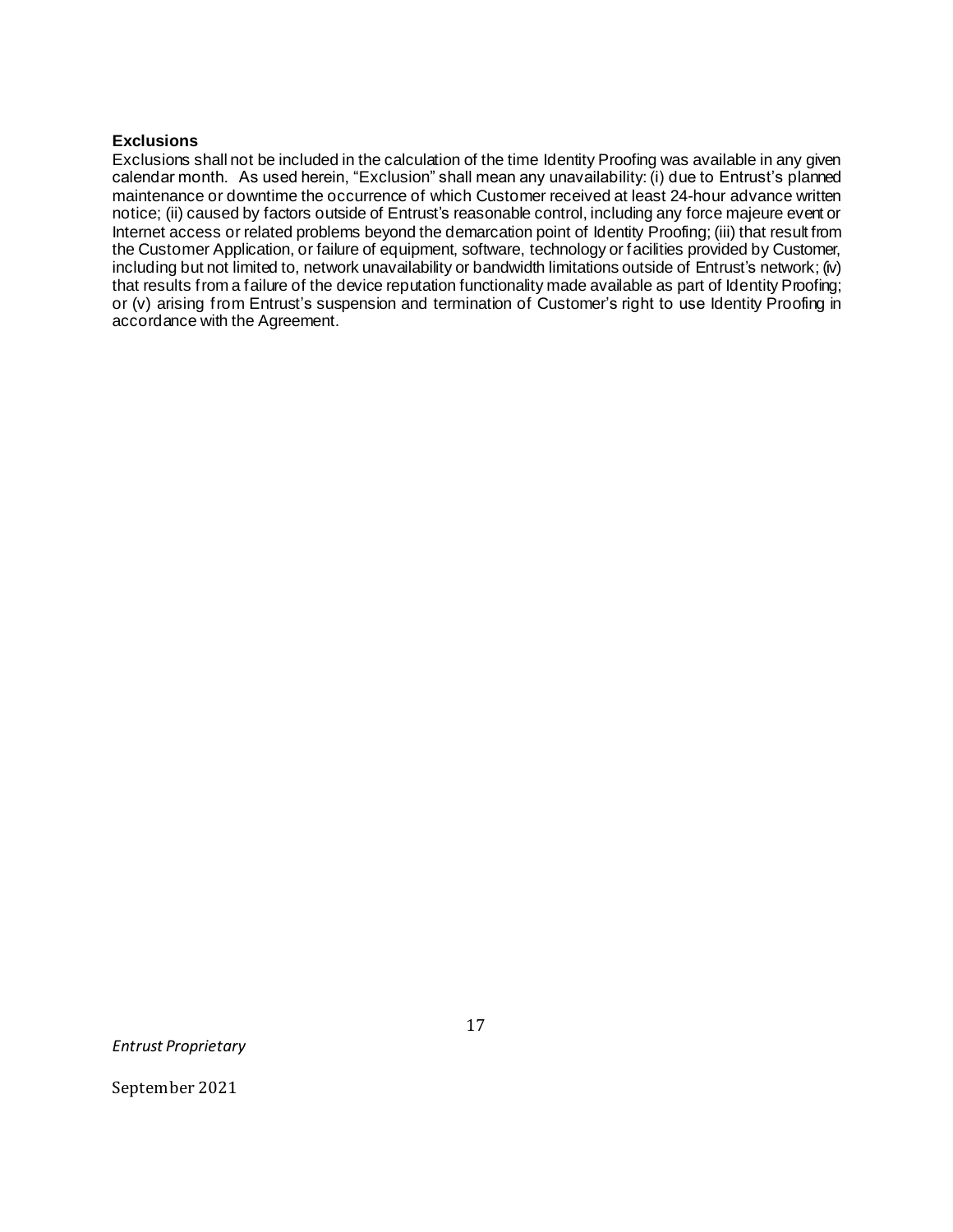### Exclusions

Exclusions shall not be included in the calculation of the time Identity Proofing was available in any given calendar month. As used herein, "Exclusion" shall mean any unavailability: (i) due to Entrust's planned maintenance or downtime the occurrence of which Customer received at least 24-hour advance written notice; (ii) caused by factors outside of Entrust's reasonable control, including any force majeure event or Internet access or related problems beyond the demarcation point of Identity Proofing; (iii) that result from the Customer Application, or failure of equipment, software, technology or facilities provided by Customer, including but not limited to, network unavailability or bandwidth limitations outside of Entrust's network; (iv) that results from a failure of the device reputation functionality made available as part of Identity Proofing; or (v) arising from Entrust's suspension and termination of Customer's right to use Identity Proofing in accordance with the Agreement.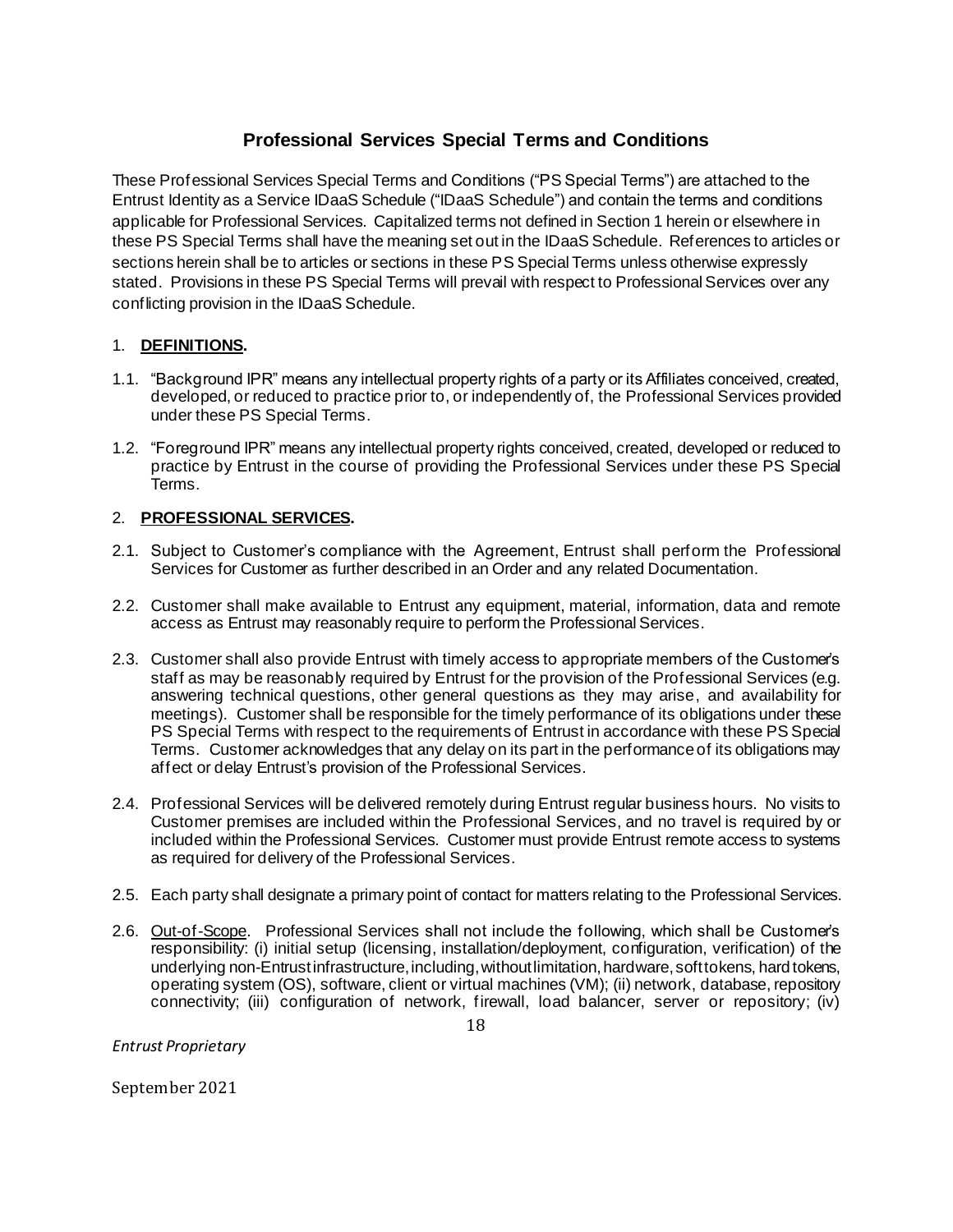## Professional Services Special Terms and Conditions

These Professional Services Special Terms and Conditions ("PS Special Terms") are attached to the Entrust Identity as a Service IDaaS Schedule ("IDaaS Schedule") and contain the terms and conditions applicable for Professional Services. Capitalized terms not defined in Section 1 herein or elsewhere in these PS Special Terms shall have the meaning set out in the IDaaS Schedule. References to articles or sections herein shall be to articles or sections in these PS Special Terms unless otherwise expressly stated. Provisions in these PS Special Terms will prevail with respect to Professional Services over any conflicting provision in the IDaaS Schedule.

1. **DEFINITIONS.**

1.1. "Background IPR" means any intellectual property rights of a party or its Affiliates conceived, created, developed, or reduced to practice prior to, or independently of, the Professional Services provided under these PS Special Terms.

1.2. "Foreground IPR" means any intellectual property rights conceived, created, developed or reduced to practice by Entrust in the course of providing the Professional Services under these PS Special Terms.

2. **PROFESSIONAL SERVICES.**

2.1. Subject to Customer's compliance with the Agreement, Entrust shall perform the Professional Services for Customer as further described in an Order and any related Documentation.

2.2. Customer shall make available to Entrust any equipment, material, information, data and remote access as Entrust may reasonably require to perform the Professional Services.

2.3. Customer shall also provide Entrust with timely access to appropriate members of the Customer's staff as may be reasonably required by Entrust for the provision of the Professional Services (e.g. answering technical questions, other general questions as they may arise, and availability for meetings). Customer shall be responsible for the timely performance of its obligations under these PS Special Terms with respect to the requirements of Entrust in accordance with these PS Special Terms. Customer acknowledges that any delay on its part in the performance of its obligations may affect or delay Entrust's provision of the Professional Services.

2.4. Professional Services will be delivered remotely during Entrust regular business hours. No visits to Customer premises are included within the Professional Services, and no travel is required by or included within the Professional Services. Customer must provide Entrust remote access to systems as required for delivery of the Professional Services.

2.5. Each party shall designate a primary point of contact for matters relating to the Professional Services.

2.6. Out-of-Scope. Professional Services shall not include the following, which shall be Customer's responsibility: (i) initial setup (licensing, installation/deployment, configuration, verification) of the underlying non-Entrust infrastructure, including, without limitation, hardware, soft tokens, hard tokens, operating system (OS), software, client or virtual machines (VM); (ii) network, database, repository connectivity; (iii) configuration of network, firewall, load balancer, server or repository; (iv)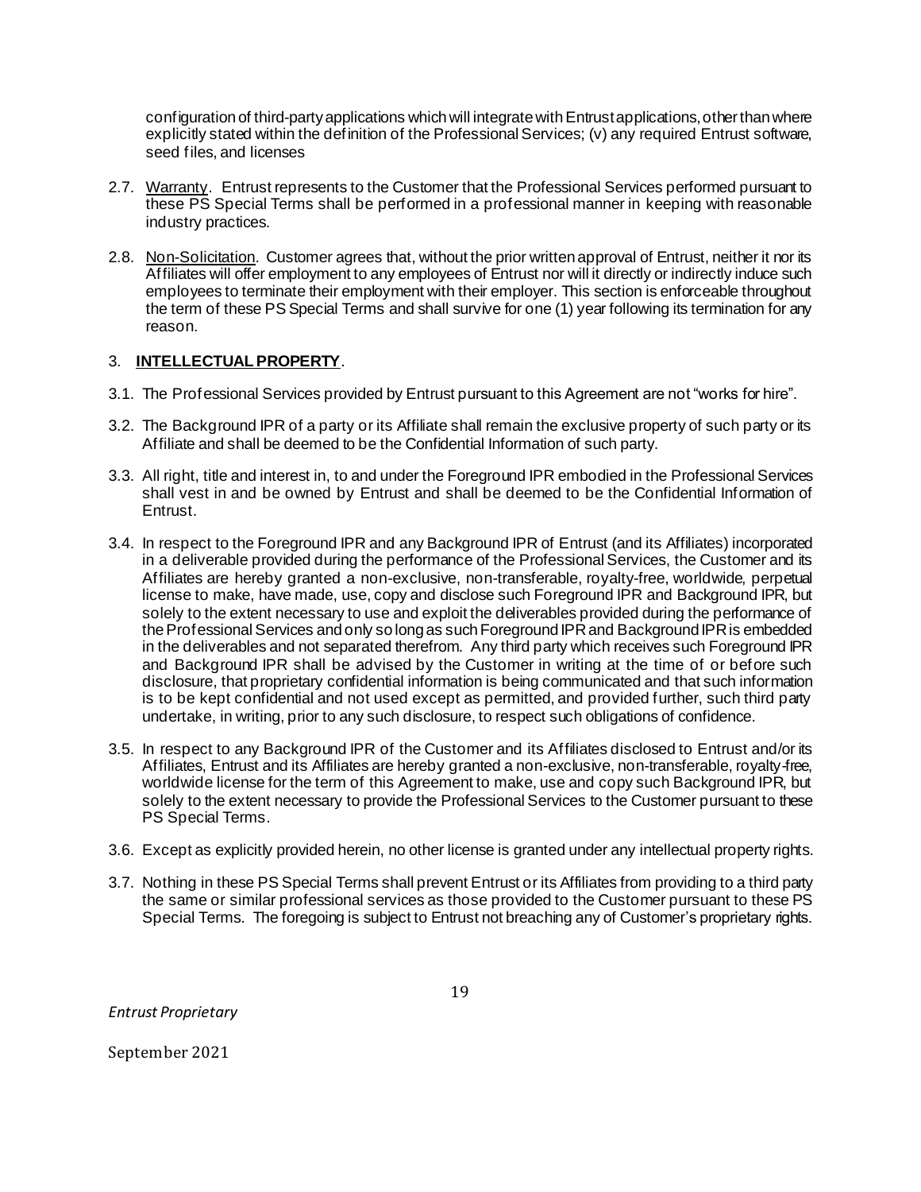configuration of third-party applications which will integrate with Entrust applications, other than where explicitly stated within the definition of the Professional Services; (v) any required Entrust software, seed files, and licenses

2.7. Warranty. Entrust represents to the Customer that the Professional Services performed pursuant to these PS Special Terms shall be performed in a professional manner in keeping with reasonable industry practices.

2.8. Non-Solicitation. Customer agrees that, without the prior written approval of Entrust, neither it nor its Affiliates will offer employment to any employees of Entrust nor will it directly or indirectly induce such employees to terminate their employment with their employer. This section is enforceable throughout the term of these PS Special Terms and shall survive for one (1) year following its termination for any reason.

3. **INTELLECTUAL PROPERTY**.

3.1. The Professional Services provided by Entrust pursuant to this Agreement are not "works for hire".

3.2. The Background IPR of a party or its Affiliate shall remain the exclusive property of such party or its Affiliate and shall be deemed to be the Confidential Information of such party.

3.3. All right, title and interest in, to and under the Foreground IPR embodied in the Professional Services shall vest in and be owned by Entrust and shall be deemed to be the Confidential Information of Entrust.

3.4. In respect to the Foreground IPR and any Background IPR of Entrust (and its Affiliates) incorporated in a deliverable provided during the performance of the Professional Services, the Customer and its Affiliates are hereby granted a non-exclusive, non-transferable, royalty-free, worldwide, perpetual license to make, have made, use, copy and disclose such Foreground IPR and Background IPR, but solely to the extent necessary to use and exploit the deliverables provided during the performance of the Professional Services and only so long as such Foreground IPR and Background IPR is embedded in the deliverables and not separated therefrom. Any third party which receives such Foreground IPR and Background IPR shall be advised by the Customer in writing at the time of or before such disclosure, that proprietary confidential information is being communicated and that such information is to be kept confidential and not used except as permitted, and provided further, such third party undertake, in writing, prior to any such disclosure, to respect such obligations of confidence.

3.5. In respect to any Background IPR of the Customer and its Affiliates disclosed to Entrust and/or its Affiliates, Entrust and its Affiliates are hereby granted a non-exclusive, non-transferable, royalty-free, worldwide license for the term of this Agreement to make, use and copy such Background IPR, but solely to the extent necessary to provide the Professional Services to the Customer pursuant to these PS Special Terms.

3.6. Except as explicitly provided herein, no other license is granted under any intellectual property rights.

3.7. Nothing in these PS Special Terms shall prevent Entrust or its Affiliates from providing to a third party the same or similar professional services as those provided to the Customer pursuant to these PS Special Terms. The foregoing is subject to Entrust not breaching any of Customer's proprietary rights.